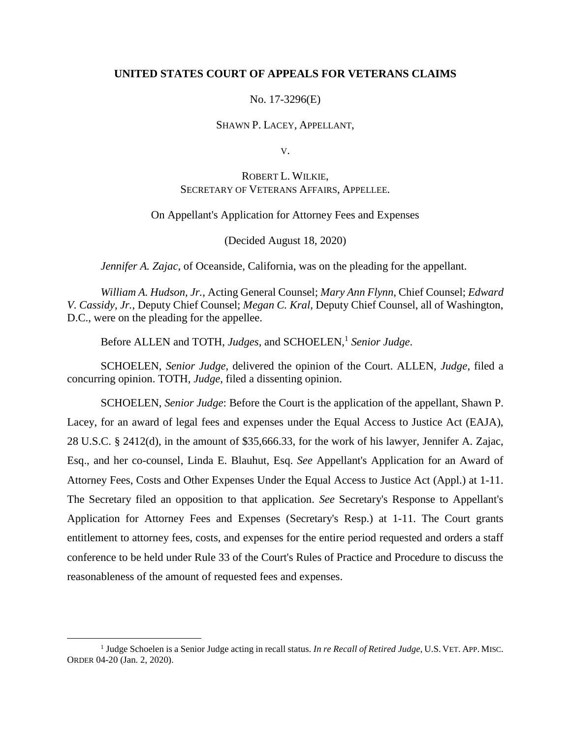**UNITED STATES COURT OF APPEALS FOR VETERANS CLAIMS**

No. 17-3296(E)

SHAWN P. LACEY, APPELLANT,

V.

ROBERT L. WILKIE,
SECRETARY OF VETERANS AFFAIRS, APPELLEE.

On Appellant's Application for Attorney Fees and Expenses

(Decided August 18, 2020)

*Jennifer A. Zajac*, of Oceanside, California, was on the pleading for the appellant.

*William A. Hudson, Jr.*, Acting General Counsel; *Mary Ann Flynn*, Chief Counsel; *Edward V. Cassidy, Jr.*, Deputy Chief Counsel; *Megan C. Kral*, Deputy Chief Counsel, all of Washington, D.C., were on the pleading for the appellee.

Before ALLEN and TOTH, *Judges*, and SCHOELEN,[1] *Senior Judge*.

SCHOELEN, *Senior Judge*, delivered the opinion of the Court. ALLEN, *Judge*, filed a concurring opinion. TOTH, *Judge*, filed a dissenting opinion.

SCHOELEN, *Senior Judge*: Before the Court is the application of the appellant, Shawn P. Lacey, for an award of legal fees and expenses under the Equal Access to Justice Act (EAJA), 28 U.S.C. § 2412(d), in the amount of $35,666.33, for the work of his lawyer, Jennifer A. Zajac, Esq., and her co-counsel, Linda E. Blauhut, Esq. *See* Appellant's Application for an Award of Attorney Fees, Costs and Other Expenses Under the Equal Access to Justice Act (Appl.) at 1-11. The Secretary filed an opposition to that application. *See* Secretary's Response to Appellant's Application for Attorney Fees and Expenses (Secretary's Resp.) at 1-11. The Court grants entitlement to attorney fees, costs, and expenses for the entire period requested and orders a staff conference to be held under Rule 33 of the Court's Rules of Practice and Procedure to discuss the reasonableness of the amount of requested fees and expenses.

[1] Judge Schoelen is a Senior Judge acting in recall status. *In re Recall of Retired Judge*, U.S. VET. APP. MISC. ORDER 04-20 (Jan. 2, 2020).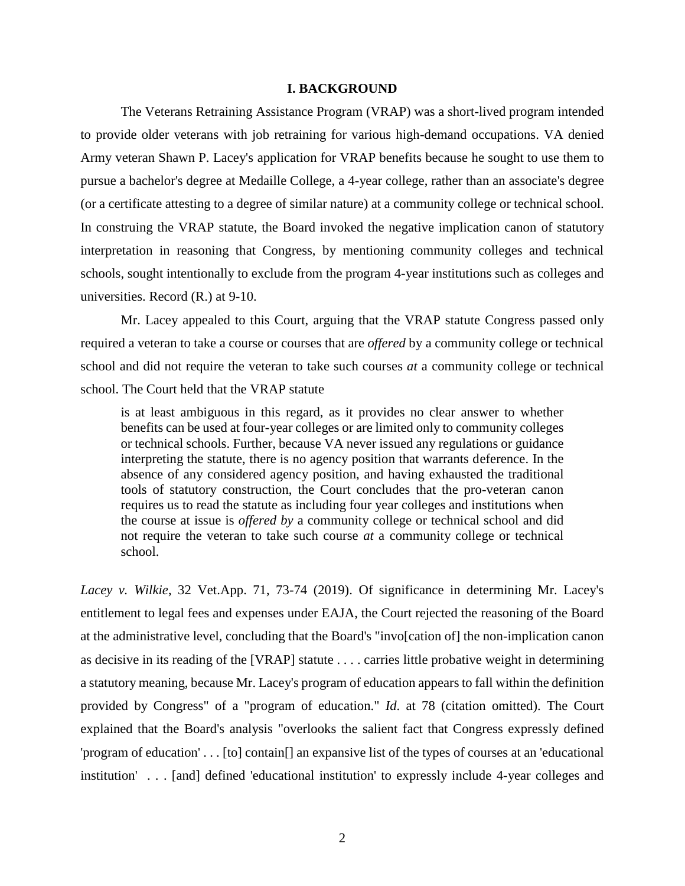## I. BACKGROUND

The Veterans Retraining Assistance Program (VRAP) was a short-lived program intended to provide older veterans with job retraining for various high-demand occupations. VA denied Army veteran Shawn P. Lacey's application for VRAP benefits because he sought to use them to pursue a bachelor's degree at Medaille College, a 4-year college, rather than an associate's degree (or a certificate attesting to a degree of similar nature) at a community college or technical school. In construing the VRAP statute, the Board invoked the negative implication canon of statutory interpretation in reasoning that Congress, by mentioning community colleges and technical schools, sought intentionally to exclude from the program 4-year institutions such as colleges and universities. Record (R.) at 9-10.

Mr. Lacey appealed to this Court, arguing that the VRAP statute Congress passed only required a veteran to take a course or courses that are *offered* by a community college or technical school and did not require the veteran to take such courses *at* a community college or technical school. The Court held that the VRAP statute

> is at least ambiguous in this regard, as it provides no clear answer to whether benefits can be used at four-year colleges or are limited only to community colleges or technical schools. Further, because VA never issued any regulations or guidance interpreting the statute, there is no agency position that warrants deference. In the absence of any considered agency position, and having exhausted the traditional tools of statutory construction, the Court concludes that the pro-veteran canon requires us to read the statute as including four year colleges and institutions when the course at issue is *offered by* a community college or technical school and did not require the veteran to take such course *at* a community college or technical school.

*Lacey v. Wilkie*, 32 Vet.App. 71, 73-74 (2019). Of significance in determining Mr. Lacey's entitlement to legal fees and expenses under EAJA, the Court rejected the reasoning of the Board at the administrative level, concluding that the Board's "invo[cation of] the non-implication canon as decisive in its reading of the [VRAP] statute . . . . carries little probative weight in determining a statutory meaning, because Mr. Lacey's program of education appears to fall within the definition provided by Congress" of a "program of education." *Id*. at 78 (citation omitted). The Court explained that the Board's analysis "overlooks the salient fact that Congress expressly defined 'program of education' . . . [to] contain[] an expansive list of the types of courses at an 'educational institution' . . . [and] defined 'educational institution' to expressly include 4-year colleges and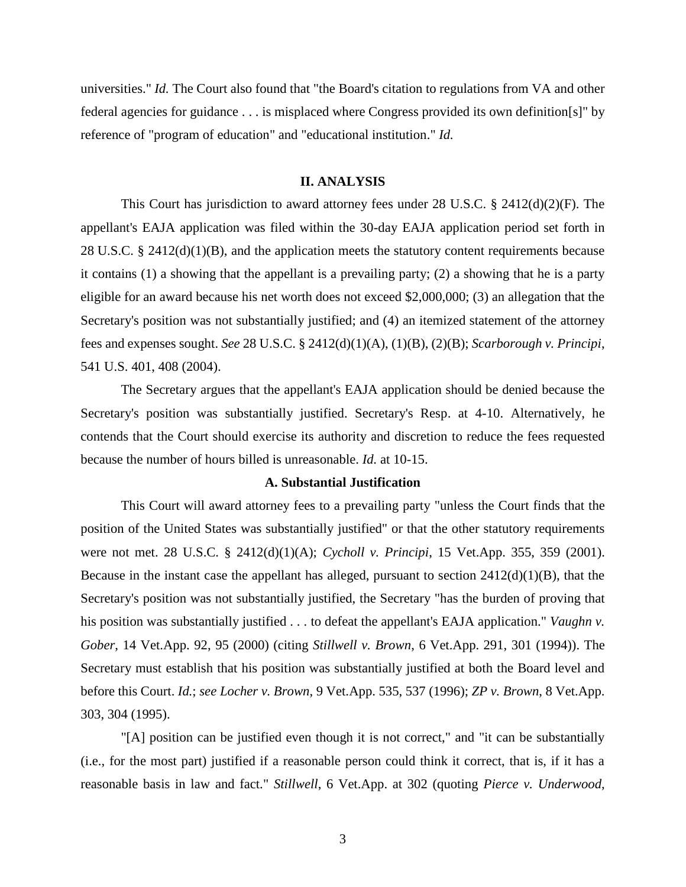universities." *Id.* The Court also found that "the Board's citation to regulations from VA and other federal agencies for guidance . . . is misplaced where Congress provided its own definition[s]" by reference of "program of education" and "educational institution." *Id.*

## II. ANALYSIS

This Court has jurisdiction to award attorney fees under 28 U.S.C. § 2412(d)(2)(F). The appellant's EAJA application was filed within the 30-day EAJA application period set forth in 28 U.S.C. § 2412(d)(1)(B), and the application meets the statutory content requirements because it contains (1) a showing that the appellant is a prevailing party; (2) a showing that he is a party eligible for an award because his net worth does not exceed $2,000,000; (3) an allegation that the Secretary's position was not substantially justified; and (4) an itemized statement of the attorney fees and expenses sought. *See* 28 U.S.C. § 2412(d)(1)(A), (1)(B), (2)(B); *Scarborough v. Principi*, 541 U.S. 401, 408 (2004).

The Secretary argues that the appellant's EAJA application should be denied because the Secretary's position was substantially justified. Secretary's Resp. at 4-10. Alternatively, he contends that the Court should exercise its authority and discretion to reduce the fees requested because the number of hours billed is unreasonable. *Id.* at 10-15.

### A. Substantial Justification

This Court will award attorney fees to a prevailing party "unless the Court finds that the position of the United States was substantially justified" or that the other statutory requirements were not met. 28 U.S.C. § 2412(d)(1)(A); *Cycholl v. Principi*, 15 Vet.App. 355, 359 (2001). Because in the instant case the appellant has alleged, pursuant to section 2412(d)(1)(B), that the Secretary's position was not substantially justified, the Secretary "has the burden of proving that his position was substantially justified . . . to defeat the appellant's EAJA application." *Vaughn v. Gober*, 14 Vet.App. 92, 95 (2000) (citing *Stillwell v. Brown*, 6 Vet.App. 291, 301 (1994)). The Secretary must establish that his position was substantially justified at both the Board level and before this Court. *Id.*; *see Locher v. Brown*, 9 Vet.App. 535, 537 (1996); *ZP v. Brown*, 8 Vet.App. 303, 304 (1995).

"[A] position can be justified even though it is not correct," and "it can be substantially (i.e., for the most part) justified if a reasonable person could think it correct, that is, if it has a reasonable basis in law and fact." *Stillwell*, 6 Vet.App. at 302 (quoting *Pierce v. Underwood*,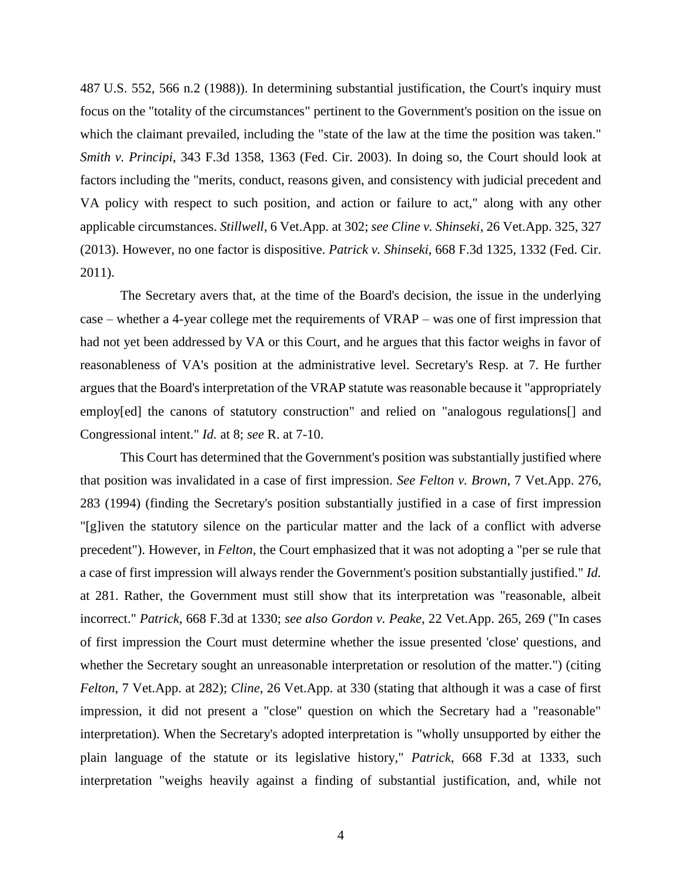487 U.S. 552, 566 n.2 (1988)). In determining substantial justification, the Court's inquiry must focus on the "totality of the circumstances" pertinent to the Government's position on the issue on which the claimant prevailed, including the "state of the law at the time the position was taken." *Smith v. Principi*, 343 F.3d 1358, 1363 (Fed. Cir. 2003). In doing so, the Court should look at factors including the "merits, conduct, reasons given, and consistency with judicial precedent and VA policy with respect to such position, and action or failure to act," along with any other applicable circumstances. *Stillwell*, 6 Vet.App. at 302; *see Cline v. Shinseki*, 26 Vet.App. 325, 327 (2013). However, no one factor is dispositive. *Patrick v. Shinseki*, 668 F.3d 1325, 1332 (Fed. Cir. 2011).

The Secretary avers that, at the time of the Board's decision, the issue in the underlying case – whether a 4-year college met the requirements of VRAP – was one of first impression that had not yet been addressed by VA or this Court, and he argues that this factor weighs in favor of reasonableness of VA's position at the administrative level. Secretary's Resp. at 7. He further argues that the Board's interpretation of the VRAP statute was reasonable because it "appropriately employ[ed] the canons of statutory construction" and relied on "analogous regulations[] and Congressional intent." *Id.* at 8; *see* R. at 7-10.

This Court has determined that the Government's position was substantially justified where that position was invalidated in a case of first impression. *See Felton v. Brown*, 7 Vet.App. 276, 283 (1994) (finding the Secretary's position substantially justified in a case of first impression "[g]iven the statutory silence on the particular matter and the lack of a conflict with adverse precedent"). However, in *Felton*, the Court emphasized that it was not adopting a "per se rule that a case of first impression will always render the Government's position substantially justified." *Id.* at 281. Rather, the Government must still show that its interpretation was "reasonable, albeit incorrect." *Patrick*, 668 F.3d at 1330; *see also Gordon v. Peake*, 22 Vet.App. 265, 269 ("In cases of first impression the Court must determine whether the issue presented 'close' questions, and whether the Secretary sought an unreasonable interpretation or resolution of the matter.") (citing *Felton*, 7 Vet.App. at 282); *Cline*, 26 Vet.App. at 330 (stating that although it was a case of first impression, it did not present a "close" question on which the Secretary had a "reasonable" interpretation). When the Secretary's adopted interpretation is "wholly unsupported by either the plain language of the statute or its legislative history," *Patrick*, 668 F.3d at 1333, such interpretation "weighs heavily against a finding of substantial justification, and, while not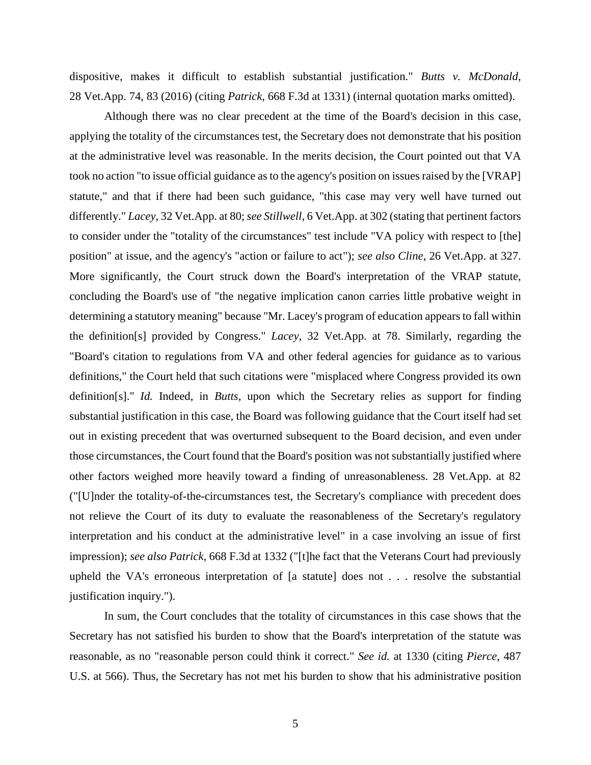dispositive, makes it difficult to establish substantial justification." *Butts v. McDonald*, 28 Vet.App. 74, 83 (2016) (citing *Patrick*, 668 F.3d at 1331) (internal quotation marks omitted).

Although there was no clear precedent at the time of the Board's decision in this case, applying the totality of the circumstances test, the Secretary does not demonstrate that his position at the administrative level was reasonable. In the merits decision, the Court pointed out that VA took no action "to issue official guidance as to the agency's position on issues raised by the [VRAP] statute," and that if there had been such guidance, "this case may very well have turned out differently." *Lacey*, 32 Vet.App. at 80; *see Stillwell*, 6 Vet.App. at 302 (stating that pertinent factors to consider under the "totality of the circumstances" test include "VA policy with respect to [the] position" at issue, and the agency's "action or failure to act"); *see also Cline*, 26 Vet.App. at 327. More significantly, the Court struck down the Board's interpretation of the VRAP statute, concluding the Board's use of "the negative implication canon carries little probative weight in determining a statutory meaning" because "Mr. Lacey's program of education appears to fall within the definition[s] provided by Congress." *Lacey*, 32 Vet.App. at 78. Similarly, regarding the "Board's citation to regulations from VA and other federal agencies for guidance as to various definitions," the Court held that such citations were "misplaced where Congress provided its own definition[s]." *Id.* Indeed, in *Butts*, upon which the Secretary relies as support for finding substantial justification in this case, the Board was following guidance that the Court itself had set out in existing precedent that was overturned subsequent to the Board decision, and even under those circumstances, the Court found that the Board's position was not substantially justified where other factors weighed more heavily toward a finding of unreasonableness. 28 Vet.App. at 82 ("[U]nder the totality-of-the-circumstances test, the Secretary's compliance with precedent does not relieve the Court of its duty to evaluate the reasonableness of the Secretary's regulatory interpretation and his conduct at the administrative level" in a case involving an issue of first impression); *see also Patrick*, 668 F.3d at 1332 ("[t]he fact that the Veterans Court had previously upheld the VA's erroneous interpretation of [a statute] does not . . . resolve the substantial justification inquiry.").

In sum, the Court concludes that the totality of circumstances in this case shows that the Secretary has not satisfied his burden to show that the Board's interpretation of the statute was reasonable, as no "reasonable person could think it correct." *See id.* at 1330 (citing *Pierce*, 487 U.S. at 566). Thus, the Secretary has not met his burden to show that his administrative position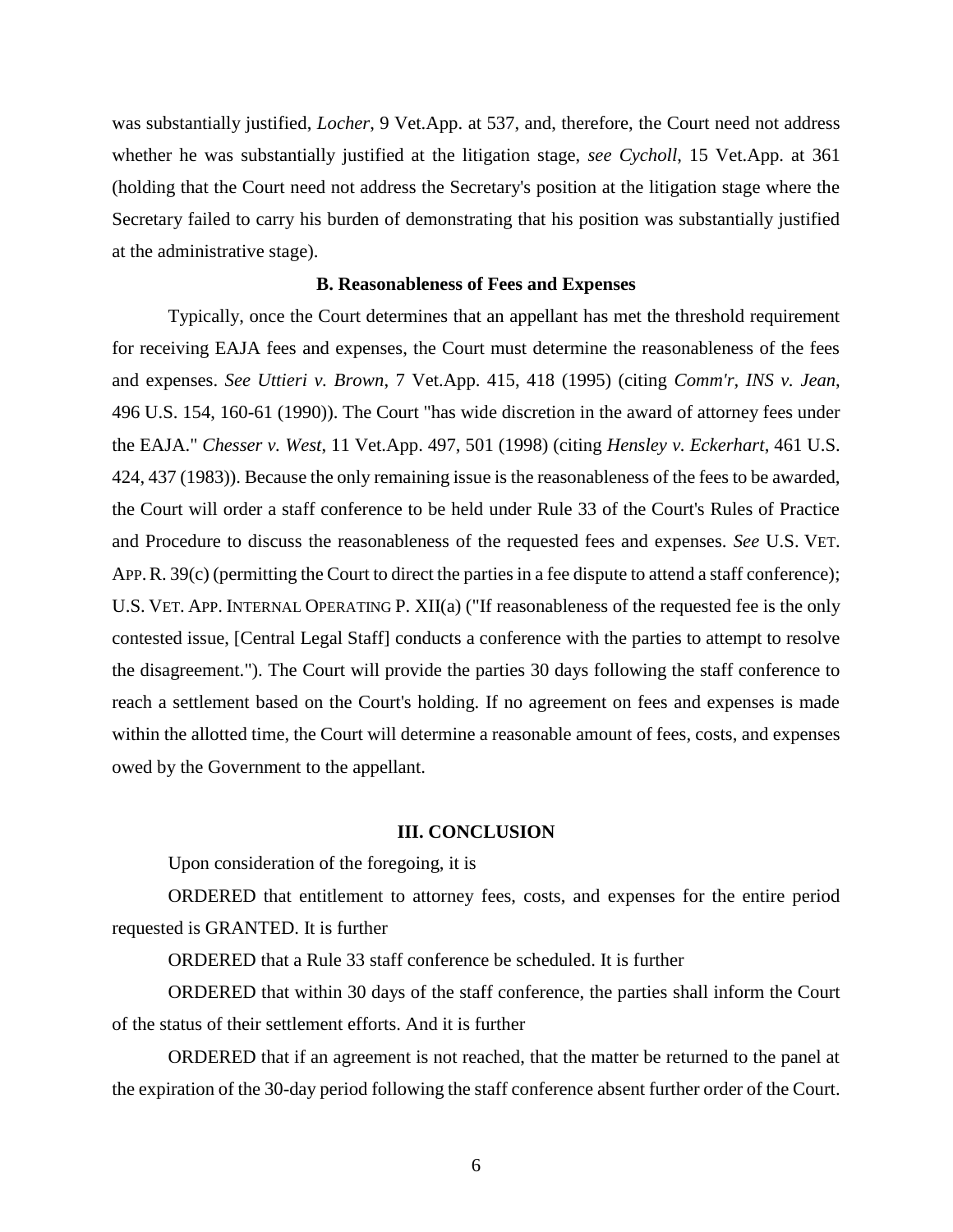was substantially justified, *Locher*, 9 Vet.App. at 537, and, therefore, the Court need not address whether he was substantially justified at the litigation stage, *see Cycholl*, 15 Vet.App. at 361 (holding that the Court need not address the Secretary's position at the litigation stage where the Secretary failed to carry his burden of demonstrating that his position was substantially justified at the administrative stage).

### B. Reasonableness of Fees and Expenses

Typically, once the Court determines that an appellant has met the threshold requirement for receiving EAJA fees and expenses, the Court must determine the reasonableness of the fees and expenses. *See Uttieri v. Brown*, 7 Vet.App. 415, 418 (1995) (citing *Comm'r, INS v. Jean*, 496 U.S. 154, 160-61 (1990)). The Court "has wide discretion in the award of attorney fees under the EAJA." *Chesser v. West*, 11 Vet.App. 497, 501 (1998) (citing *Hensley v. Eckerhart*, 461 U.S. 424, 437 (1983)). Because the only remaining issue is the reasonableness of the fees to be awarded, the Court will order a staff conference to be held under Rule 33 of the Court's Rules of Practice and Procedure to discuss the reasonableness of the requested fees and expenses. *See* U.S. VET. APP. R. 39(c) (permitting the Court to direct the parties in a fee dispute to attend a staff conference); U.S. VET. APP. INTERNAL OPERATING P. XII(a) ("If reasonableness of the requested fee is the only contested issue, [Central Legal Staff] conducts a conference with the parties to attempt to resolve the disagreement."). The Court will provide the parties 30 days following the staff conference to reach a settlement based on the Court's holding. If no agreement on fees and expenses is made within the allotted time, the Court will determine a reasonable amount of fees, costs, and expenses owed by the Government to the appellant.

## III. CONCLUSION

Upon consideration of the foregoing, it is

ORDERED that entitlement to attorney fees, costs, and expenses for the entire period requested is GRANTED. It is further

ORDERED that a Rule 33 staff conference be scheduled. It is further

ORDERED that within 30 days of the staff conference, the parties shall inform the Court of the status of their settlement efforts. And it is further

ORDERED that if an agreement is not reached, that the matter be returned to the panel at the expiration of the 30-day period following the staff conference absent further order of the Court.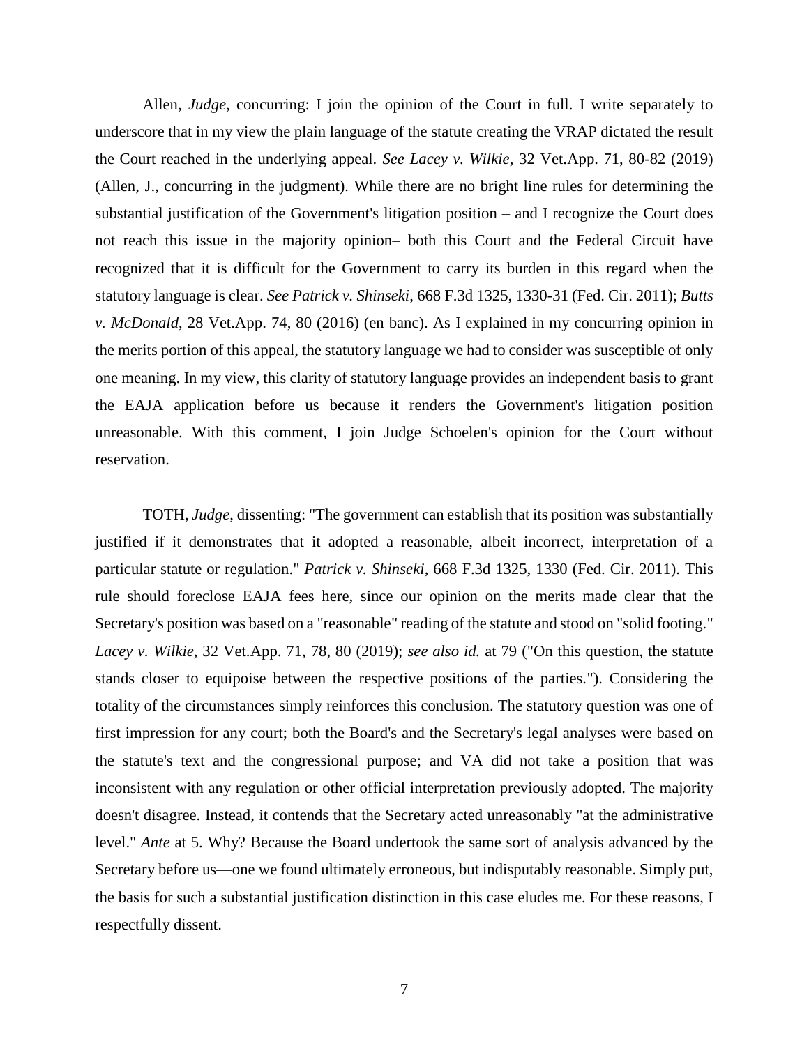Allen, *Judge*, concurring: I join the opinion of the Court in full. I write separately to underscore that in my view the plain language of the statute creating the VRAP dictated the result the Court reached in the underlying appeal. *See Lacey v. Wilkie*, 32 Vet.App. 71, 80-82 (2019) (Allen, J., concurring in the judgment). While there are no bright line rules for determining the substantial justification of the Government's litigation position – and I recognize the Court does not reach this issue in the majority opinion– both this Court and the Federal Circuit have recognized that it is difficult for the Government to carry its burden in this regard when the statutory language is clear. *See Patrick v. Shinseki*, 668 F.3d 1325, 1330-31 (Fed. Cir. 2011); *Butts v. McDonald*, 28 Vet.App. 74, 80 (2016) (en banc). As I explained in my concurring opinion in the merits portion of this appeal, the statutory language we had to consider was susceptible of only one meaning. In my view, this clarity of statutory language provides an independent basis to grant the EAJA application before us because it renders the Government's litigation position unreasonable. With this comment, I join Judge Schoelen's opinion for the Court without reservation.

TOTH, *Judge*, dissenting: "The government can establish that its position was substantially justified if it demonstrates that it adopted a reasonable, albeit incorrect, interpretation of a particular statute or regulation." *Patrick v. Shinseki*, 668 F.3d 1325, 1330 (Fed. Cir. 2011). This rule should foreclose EAJA fees here, since our opinion on the merits made clear that the Secretary's position was based on a "reasonable" reading of the statute and stood on "solid footing." *Lacey v. Wilkie*, 32 Vet.App. 71, 78, 80 (2019); *see also id.* at 79 ("On this question, the statute stands closer to equipoise between the respective positions of the parties."). Considering the totality of the circumstances simply reinforces this conclusion. The statutory question was one of first impression for any court; both the Board's and the Secretary's legal analyses were based on the statute's text and the congressional purpose; and VA did not take a position that was inconsistent with any regulation or other official interpretation previously adopted. The majority doesn't disagree. Instead, it contends that the Secretary acted unreasonably "at the administrative level." *Ante* at 5. Why? Because the Board undertook the same sort of analysis advanced by the Secretary before us—one we found ultimately erroneous, but indisputably reasonable. Simply put, the basis for such a substantial justification distinction in this case eludes me. For these reasons, I respectfully dissent.